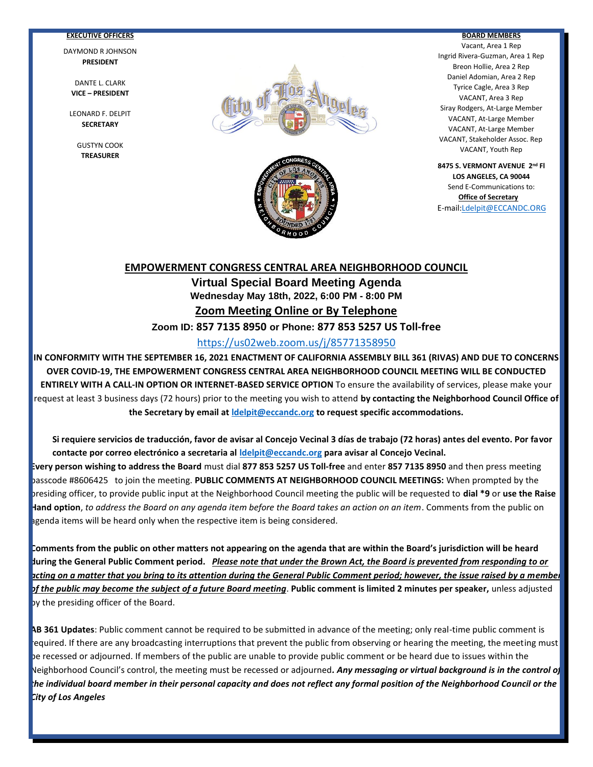**EXECUTIVE OFFICERS**

DAYMOND R JOHNSON
**PRESIDENT**

DANTE L. CLARK
**VICE – PRESIDENT**

LEONARD F. DELPIT
**SECRETARY**

GUSTYN COOK
**TREASURER**

**BOARD MEMBERS**

Vacant, Area 1 Rep
Ingrid Rivera-Guzman, Area 1 Rep
Breon Hollie, Area 2 Rep
Daniel Adomian, Area 2 Rep
Tyrice Cagle, Area 3 Rep
VACANT, Area 3 Rep
Siray Rodgers, At-Large Member
VACANT, At-Large Member
VACANT, At-Large Member
VACANT, Stakeholder Assoc. Rep
VACANT, Youth Rep

**8475 S. VERMONT AVENUE 2nd Fl**
**LOS ANGELES, CA 90044**
Send E-Communications to:
**Office of Secretary**
E-mail:Ldelpit@ECCANDC.ORG

# EMPOWERMENT CONGRESS CENTRAL AREA NEIGHBORHOOD COUNCIL

## Virtual Special Board Meeting Agenda

**Wednesday May 18th, 2022, 6:00 PM - 8:00 PM**

**Zoom Meeting Online or By Telephone**

**Zoom ID: 857 7135 8950 or Phone: 877 853 5257 US Toll-free**

https://us02web.zoom.us/j/85771358950

**IN CONFORMITY WITH THE SEPTEMBER 16, 2021 ENACTMENT OF CALIFORNIA ASSEMBLY BILL 361 (RIVAS) AND DUE TO CONCERNS OVER COVID-19, THE EMPOWERMENT CONGRESS CENTRAL AREA NEIGHBORHOOD COUNCIL MEETING WILL BE CONDUCTED ENTIRELY WITH A CALL-IN OPTION OR INTERNET-BASED SERVICE OPTION** To ensure the availability of services, please make your request at least 3 business days (72 hours) prior to the meeting you wish to attend **by contacting the Neighborhood Council Office of the Secretary by email at ldelpit@eccandc.org to request specific accommodations.**

**Si requiere servicios de traducción, favor de avisar al Concejo Vecinal 3 días de trabajo (72 horas) antes del evento. Por favor contacte por correo electrónico a secretaria al ldelpit@eccandc.org para avisar al Concejo Vecinal.**

**Every person wishing to address the Board** must dial **877 853 5257 US Toll-free** and enter **857 7135 8950** and then press meeting passcode #8606425 to join the meeting. **PUBLIC COMMENTS AT NEIGHBORHOOD COUNCIL MEETINGS:** When prompted by the presiding officer, to provide public input at the Neighborhood Council meeting the public will be requested to **dial *9** or **use the Raise Hand option**, *to address the Board on any agenda item before the Board takes an action on an item*. Comments from the public on agenda items will be heard only when the respective item is being considered.

**Comments from the public on other matters not appearing on the agenda that are within the Board's jurisdiction will be heard during the General Public Comment period.** ***Please note that under the Brown Act, the Board is prevented from responding to or acting on a matter that you bring to its attention during the General Public Comment period; however, the issue raised by a member of the public may become the subject of a future Board meeting***. **Public comment is limited 2 minutes per speaker,** unless adjusted by the presiding officer of the Board.

**AB 361 Updates**: Public comment cannot be required to be submitted in advance of the meeting; only real-time public comment is required. If there are any broadcasting interruptions that prevent the public from observing or hearing the meeting, the meeting must be recessed or adjourned. If members of the public are unable to provide public comment or be heard due to issues within the Neighborhood Council's control, the meeting must be recessed or adjourned***. Any messaging or virtual background is in the control of the individual board member in their personal capacity and does not reflect any formal position of the Neighborhood Council or the City of Los Angeles***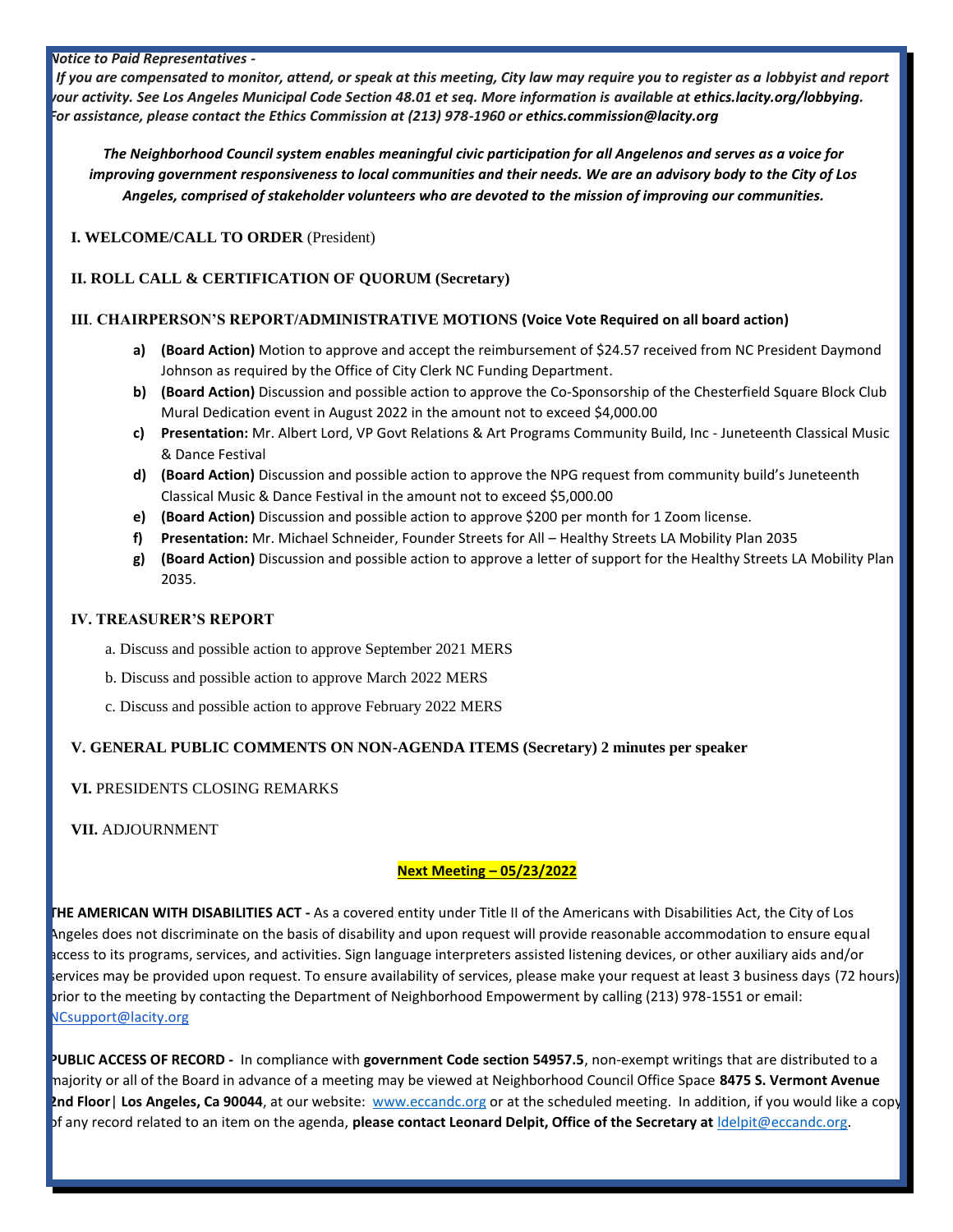*Notice to Paid Representatives -*

*If you are compensated to monitor, attend, or speak at this meeting, City law may require you to register as a lobbyist and report your activity. See Los Angeles Municipal Code Section 48.01 et seq. More information is available at **ethics.lacity.org/lobbying.** For assistance, please contact the Ethics Commission at (213) 978-1960 or **ethics.commission@lacity.org***

***The Neighborhood Council system enables meaningful civic participation for all Angelenos and serves as a voice for improving government responsiveness to local communities and their needs. We are an advisory body to the City of Los Angeles, comprised of stakeholder volunteers who are devoted to the mission of improving our communities.***

**I. WELCOME/CALL TO ORDER** (President)

**II. ROLL CALL & CERTIFICATION OF QUORUM (Secretary)**

**III. CHAIRPERSON'S REPORT/ADMINISTRATIVE MOTIONS (Voice Vote Required on all board action)**

- **a) (Board Action)** Motion to approve and accept the reimbursement of $24.57 received from NC President Daymond Johnson as required by the Office of City Clerk NC Funding Department.
- **b) (Board Action)** Discussion and possible action to approve the Co-Sponsorship of the Chesterfield Square Block Club Mural Dedication event in August 2022 in the amount not to exceed $4,000.00
- **c) Presentation:** Mr. Albert Lord, VP Govt Relations & Art Programs Community Build, Inc - Juneteenth Classical Music & Dance Festival
- **d) (Board Action)** Discussion and possible action to approve the NPG request from community build's Juneteenth Classical Music & Dance Festival in the amount not to exceed $5,000.00
- **e) (Board Action)** Discussion and possible action to approve $200 per month for 1 Zoom license.
- **f) Presentation:** Mr. Michael Schneider, Founder Streets for All – Healthy Streets LA Mobility Plan 2035
- **g) (Board Action)** Discussion and possible action to approve a letter of support for the Healthy Streets LA Mobility Plan 2035.

**IV. TREASURER'S REPORT**

- a. Discuss and possible action to approve September 2021 MERS
- b. Discuss and possible action to approve March 2022 MERS
- c. Discuss and possible action to approve February 2022 MERS

**V. GENERAL PUBLIC COMMENTS ON NON-AGENDA ITEMS (Secretary) 2 minutes per speaker**

**VI.** PRESIDENTS CLOSING REMARKS

**VII.** ADJOURNMENT

**Next Meeting – 05/23/2022**

**THE AMERICAN WITH DISABILITIES ACT -** As a covered entity under Title II of the Americans with Disabilities Act, the City of Los Angeles does not discriminate on the basis of disability and upon request will provide reasonable accommodation to ensure equal access to its programs, services, and activities. Sign language interpreters assisted listening devices, or other auxiliary aids and/or services may be provided upon request. To ensure availability of services, please make your request at least 3 business days (72 hours) prior to the meeting by contacting the Department of Neighborhood Empowerment by calling (213) 978-1551 or email: NCsupport@lacity.org

**PUBLIC ACCESS OF RECORD -** In compliance with **government Code section 54957.5**, non-exempt writings that are distributed to a majority or all of the Board in advance of a meeting may be viewed at Neighborhood Council Office Space **8475 S. Vermont Avenue 2nd Floor| Los Angeles, Ca 90044**, at our website: www.eccandc.org or at the scheduled meeting. In addition, if you would like a copy of any record related to an item on the agenda, **please contact Leonard Delpit, Office of the Secretary at** ldelpit@eccandc.org.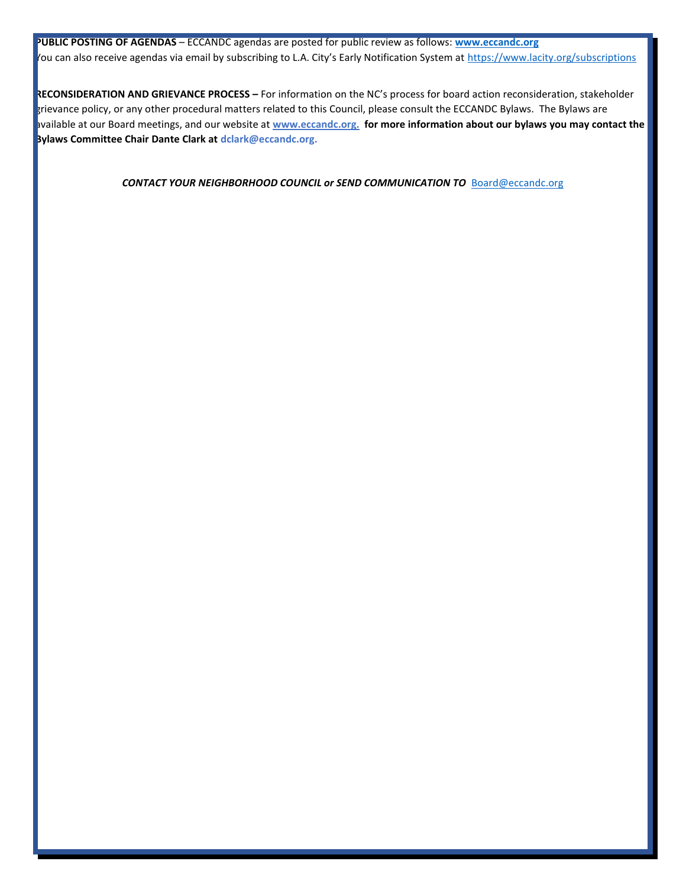**PUBLIC POSTING OF AGENDAS** – ECCANDC agendas are posted for public review as follows: **www.eccandc.org**
You can also receive agendas via email by subscribing to L.A. City's Early Notification System at https://www.lacity.org/subscriptions

**RECONSIDERATION AND GRIEVANCE PROCESS –** For information on the NC's process for board action reconsideration, stakeholder grievance policy, or any other procedural matters related to this Council, please consult the ECCANDC Bylaws. The Bylaws are available at our Board meetings, and our website at **www.eccandc.org. for more information about our bylaws you may contact the Bylaws Committee Chair Dante Clark at dclark@eccandc.org.**

***CONTACT YOUR NEIGHBORHOOD COUNCIL or SEND COMMUNICATION TO*** Board@eccandc.org